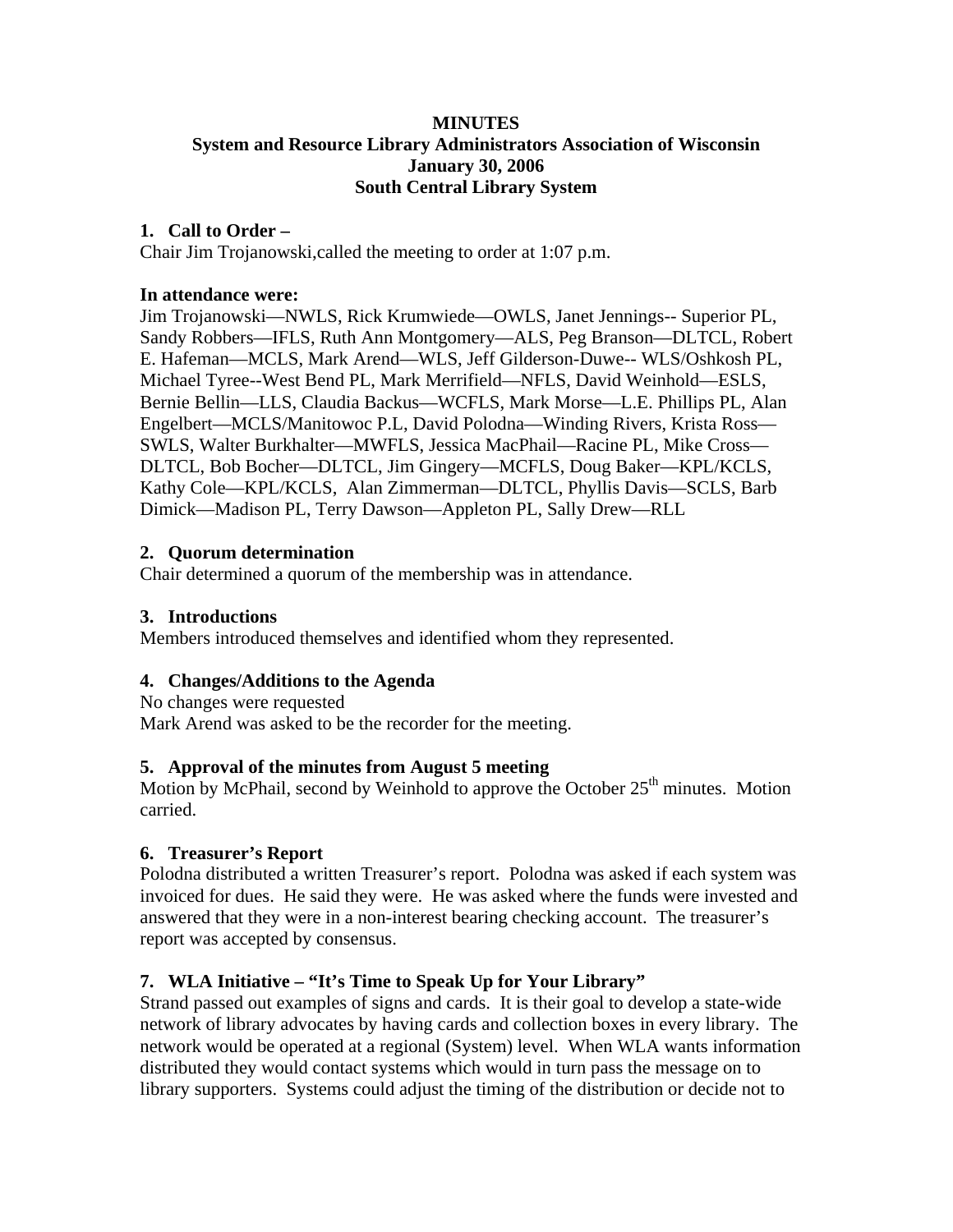**MINUTES**
**System and Resource Library Administrators Association of Wisconsin**
**January 30, 2006**
**South Central Library System**

### 1. Call to Order –

Chair Jim Trojanowski,called the meeting to order at 1:07 p.m.

### In attendance were:

Jim Trojanowski—NWLS, Rick Krumwiede—OWLS, Janet Jennings-- Superior PL, Sandy Robbers—IFLS, Ruth Ann Montgomery—ALS, Peg Branson—DLTCL, Robert E. Hafeman—MCLS, Mark Arend—WLS, Jeff Gilderson-Duwe-- WLS/Oshkosh PL, Michael Tyree--West Bend PL, Mark Merrifield—NFLS, David Weinhold—ESLS, Bernie Bellin—LLS, Claudia Backus—WCFLS, Mark Morse—L.E. Phillips PL, Alan Engelbert—MCLS/Manitowoc P.L, David Polodna—Winding Rivers, Krista Ross—SWLS, Walter Burkhalter—MWFLS, Jessica MacPhail—Racine PL, Mike Cross—DLTCL, Bob Bocher—DLTCL, Jim Gingery—MCFLS, Doug Baker—KPL/KCLS, Kathy Cole—KPL/KCLS, Alan Zimmerman—DLTCL, Phyllis Davis—SCLS, Barb Dimick—Madison PL, Terry Dawson—Appleton PL, Sally Drew—RLL

### 2. Quorum determination

Chair determined a quorum of the membership was in attendance.

### 3. Introductions

Members introduced themselves and identified whom they represented.

### 4. Changes/Additions to the Agenda

No changes were requested
Mark Arend was asked to be the recorder for the meeting.

### 5. Approval of the minutes from August 5 meeting

Motion by McPhail, second by Weinhold to approve the October 25th minutes. Motion carried.

### 6. Treasurer's Report

Polodna distributed a written Treasurer's report. Polodna was asked if each system was invoiced for dues. He said they were. He was asked where the funds were invested and answered that they were in a non-interest bearing checking account. The treasurer's report was accepted by consensus.

### 7. WLA Initiative – "It's Time to Speak Up for Your Library"

Strand passed out examples of signs and cards. It is their goal to develop a state-wide network of library advocates by having cards and collection boxes in every library. The network would be operated at a regional (System) level. When WLA wants information distributed they would contact systems which would in turn pass the message on to library supporters. Systems could adjust the timing of the distribution or decide not to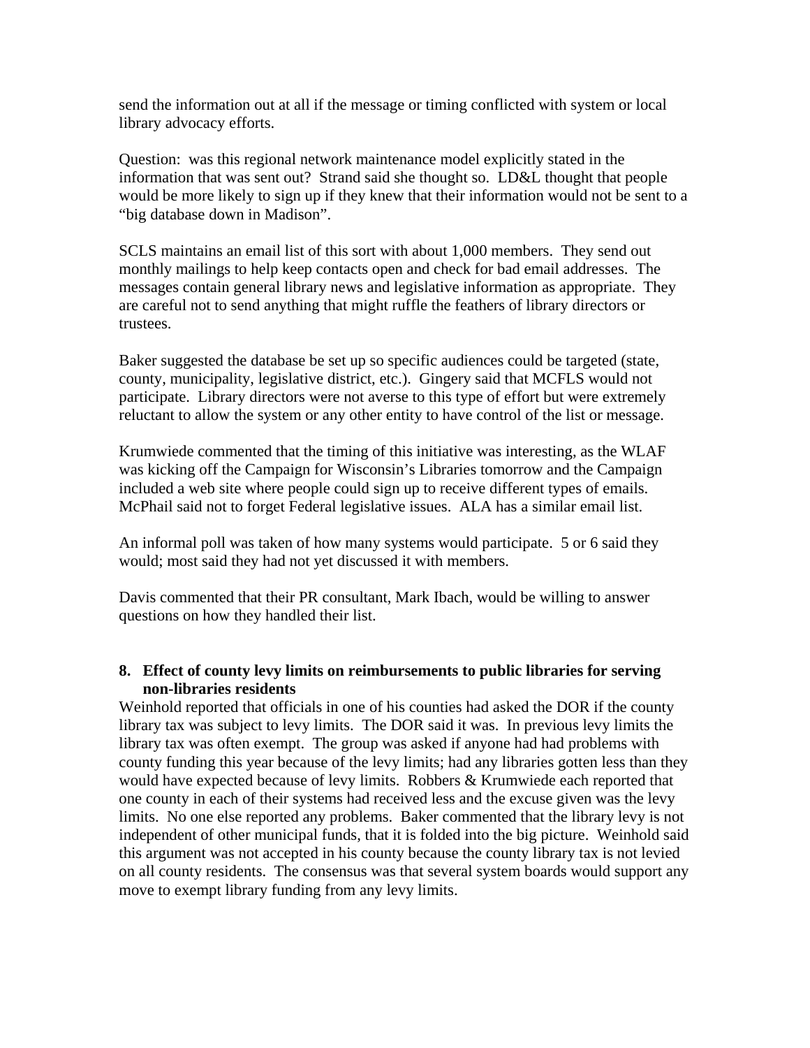send the information out at all if the message or timing conflicted with system or local library advocacy efforts.

Question: was this regional network maintenance model explicitly stated in the information that was sent out? Strand said she thought so. LD&L thought that people would be more likely to sign up if they knew that their information would not be sent to a "big database down in Madison".

SCLS maintains an email list of this sort with about 1,000 members. They send out monthly mailings to help keep contacts open and check for bad email addresses. The messages contain general library news and legislative information as appropriate. They are careful not to send anything that might ruffle the feathers of library directors or trustees.

Baker suggested the database be set up so specific audiences could be targeted (state, county, municipality, legislative district, etc.). Gingery said that MCFLS would not participate. Library directors were not averse to this type of effort but were extremely reluctant to allow the system or any other entity to have control of the list or message.

Krumwiede commented that the timing of this initiative was interesting, as the WLAF was kicking off the Campaign for Wisconsin's Libraries tomorrow and the Campaign included a web site where people could sign up to receive different types of emails. McPhail said not to forget Federal legislative issues. ALA has a similar email list.

An informal poll was taken of how many systems would participate. 5 or 6 said they would; most said they had not yet discussed it with members.

Davis commented that their PR consultant, Mark Ibach, would be willing to answer questions on how they handled their list.

**8. Effect of county levy limits on reimbursements to public libraries for serving non-libraries residents**

Weinhold reported that officials in one of his counties had asked the DOR if the county library tax was subject to levy limits. The DOR said it was. In previous levy limits the library tax was often exempt. The group was asked if anyone had had problems with county funding this year because of the levy limits; had any libraries gotten less than they would have expected because of levy limits. Robbers & Krumwiede each reported that one county in each of their systems had received less and the excuse given was the levy limits. No one else reported any problems. Baker commented that the library levy is not independent of other municipal funds, that it is folded into the big picture. Weinhold said this argument was not accepted in his county because the county library tax is not levied on all county residents. The consensus was that several system boards would support any move to exempt library funding from any levy limits.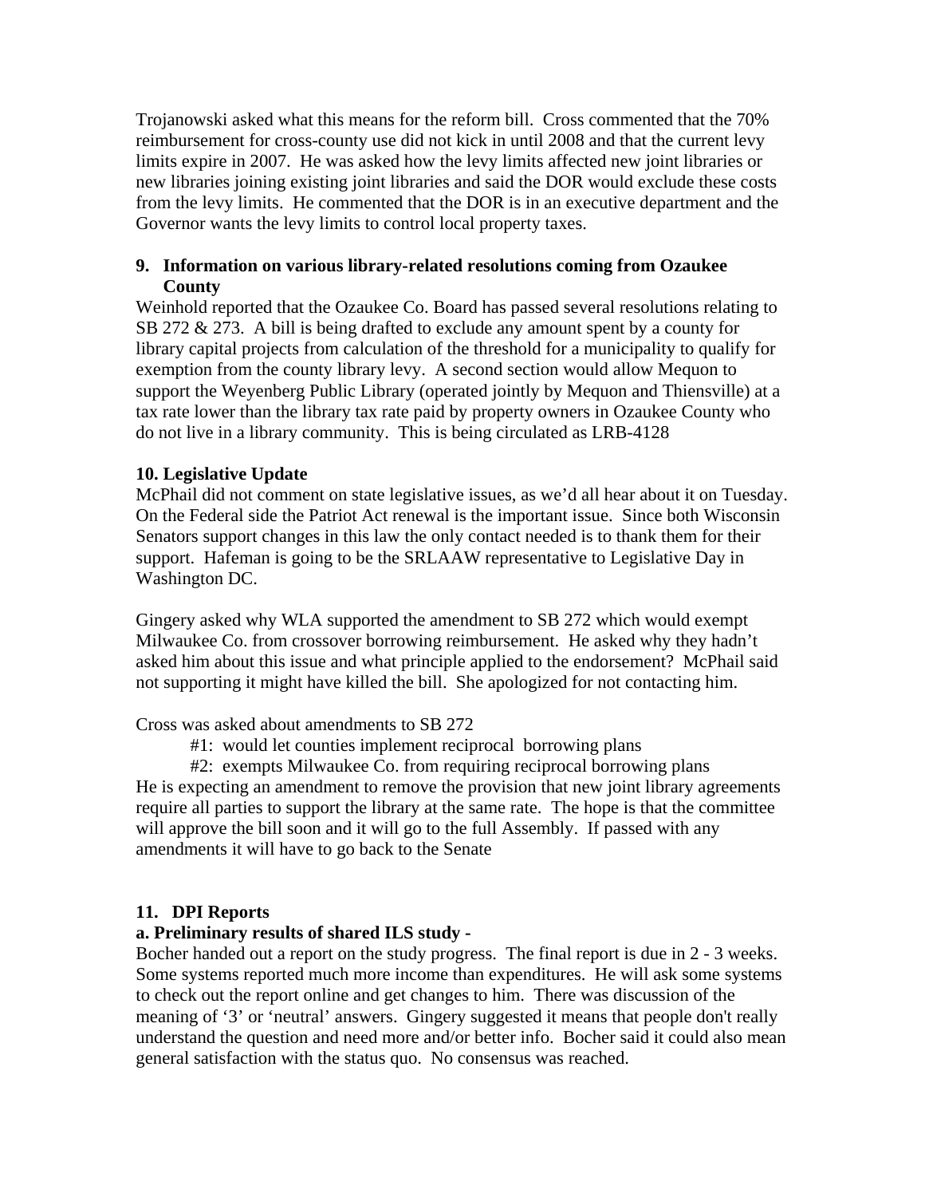Trojanowski asked what this means for the reform bill. Cross commented that the 70% reimbursement for cross-county use did not kick in until 2008 and that the current levy limits expire in 2007. He was asked how the levy limits affected new joint libraries or new libraries joining existing joint libraries and said the DOR would exclude these costs from the levy limits. He commented that the DOR is in an executive department and the Governor wants the levy limits to control local property taxes.

**9. Information on various library-related resolutions coming from Ozaukee County**

Weinhold reported that the Ozaukee Co. Board has passed several resolutions relating to SB 272 & 273. A bill is being drafted to exclude any amount spent by a county for library capital projects from calculation of the threshold for a municipality to qualify for exemption from the county library levy. A second section would allow Mequon to support the Weyenberg Public Library (operated jointly by Mequon and Thiensville) at a tax rate lower than the library tax rate paid by property owners in Ozaukee County who do not live in a library community. This is being circulated as LRB-4128

**10. Legislative Update**

McPhail did not comment on state legislative issues, as we'd all hear about it on Tuesday. On the Federal side the Patriot Act renewal is the important issue. Since both Wisconsin Senators support changes in this law the only contact needed is to thank them for their support. Hafeman is going to be the SRLAAW representative to Legislative Day in Washington DC.

Gingery asked why WLA supported the amendment to SB 272 which would exempt Milwaukee Co. from crossover borrowing reimbursement. He asked why they hadn't asked him about this issue and what principle applied to the endorsement? McPhail said not supporting it might have killed the bill. She apologized for not contacting him.

Cross was asked about amendments to SB 272

- #1: would let counties implement reciprocal borrowing plans
- #2: exempts Milwaukee Co. from requiring reciprocal borrowing plans

He is expecting an amendment to remove the provision that new joint library agreements require all parties to support the library at the same rate. The hope is that the committee will approve the bill soon and it will go to the full Assembly. If passed with any amendments it will have to go back to the Senate

**11. DPI Reports**

**a. Preliminary results of shared ILS study -**

Bocher handed out a report on the study progress. The final report is due in 2 - 3 weeks. Some systems reported much more income than expenditures. He will ask some systems to check out the report online and get changes to him. There was discussion of the meaning of '3' or 'neutral' answers. Gingery suggested it means that people don't really understand the question and need more and/or better info. Bocher said it could also mean general satisfaction with the status quo. No consensus was reached.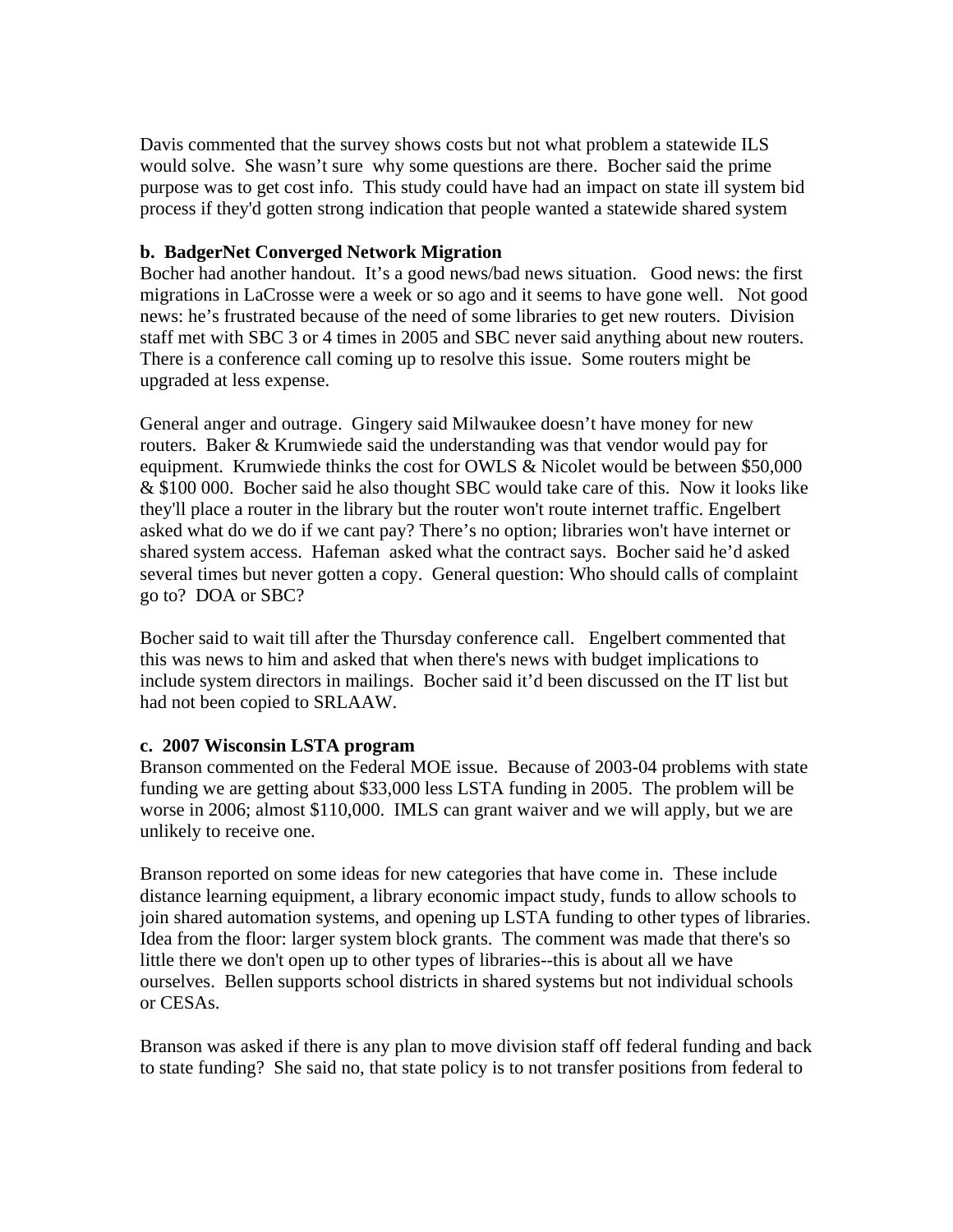Davis commented that the survey shows costs but not what problem a statewide ILS would solve. She wasn't sure why some questions are there. Bocher said the prime purpose was to get cost info. This study could have had an impact on state ill system bid process if they'd gotten strong indication that people wanted a statewide shared system

**b. BadgerNet Converged Network Migration**

Bocher had another handout. It's a good news/bad news situation. Good news: the first migrations in LaCrosse were a week or so ago and it seems to have gone well. Not good news: he's frustrated because of the need of some libraries to get new routers. Division staff met with SBC 3 or 4 times in 2005 and SBC never said anything about new routers. There is a conference call coming up to resolve this issue. Some routers might be upgraded at less expense.

General anger and outrage. Gingery said Milwaukee doesn't have money for new routers. Baker & Krumwiede said the understanding was that vendor would pay for equipment. Krumwiede thinks the cost for OWLS & Nicolet would be between $50,000 & $100 000. Bocher said he also thought SBC would take care of this. Now it looks like they'll place a router in the library but the router won't route internet traffic. Engelbert asked what do we do if we cant pay? There's no option; libraries won't have internet or shared system access. Hafeman asked what the contract says. Bocher said he'd asked several times but never gotten a copy. General question: Who should calls of complaint go to? DOA or SBC?

Bocher said to wait till after the Thursday conference call. Engelbert commented that this was news to him and asked that when there's news with budget implications to include system directors in mailings. Bocher said it'd been discussed on the IT list but had not been copied to SRLAAW.

**c. 2007 Wisconsin LSTA program**

Branson commented on the Federal MOE issue. Because of 2003-04 problems with state funding we are getting about $33,000 less LSTA funding in 2005. The problem will be worse in 2006; almost $110,000. IMLS can grant waiver and we will apply, but we are unlikely to receive one.

Branson reported on some ideas for new categories that have come in. These include distance learning equipment, a library economic impact study, funds to allow schools to join shared automation systems, and opening up LSTA funding to other types of libraries. Idea from the floor: larger system block grants. The comment was made that there's so little there we don't open up to other types of libraries--this is about all we have ourselves. Bellen supports school districts in shared systems but not individual schools or CESAs.

Branson was asked if there is any plan to move division staff off federal funding and back to state funding? She said no, that state policy is to not transfer positions from federal to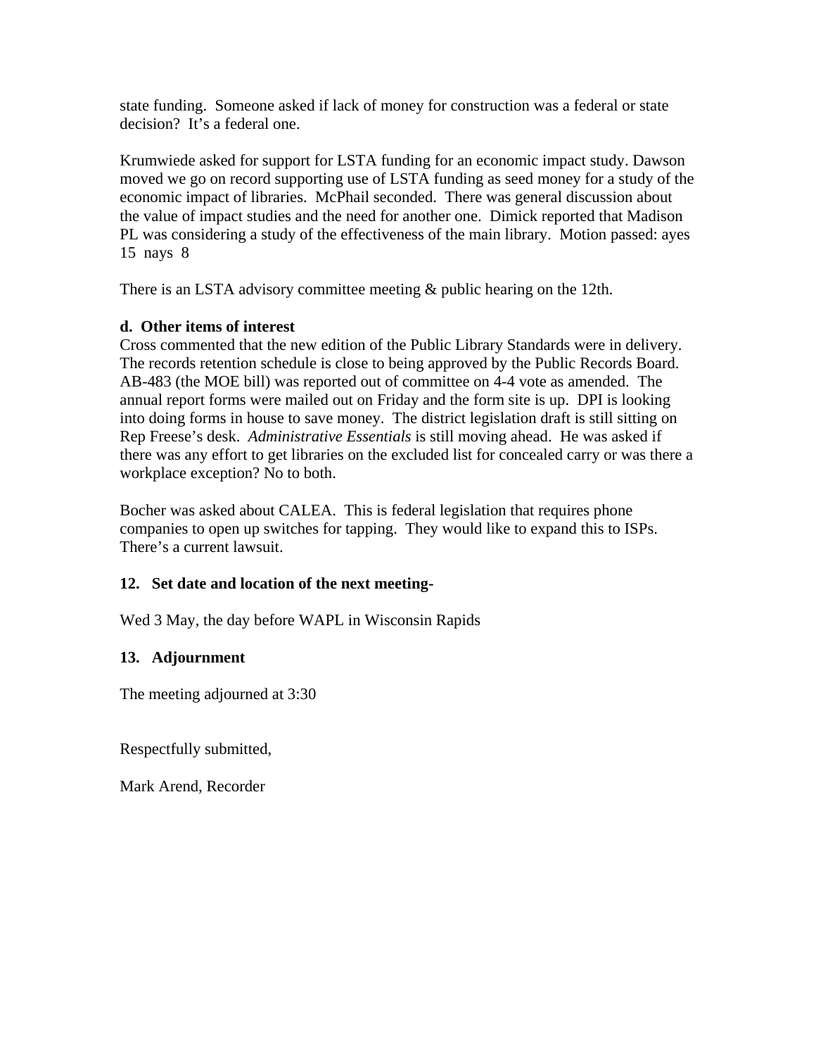state funding. Someone asked if lack of money for construction was a federal or state decision? It's a federal one.

Krumwiede asked for support for LSTA funding for an economic impact study. Dawson moved we go on record supporting use of LSTA funding as seed money for a study of the economic impact of libraries. McPhail seconded. There was general discussion about the value of impact studies and the need for another one. Dimick reported that Madison PL was considering a study of the effectiveness of the main library. Motion passed: ayes 15 nays 8

There is an LSTA advisory committee meeting & public hearing on the 12th.

**d. Other items of interest**

Cross commented that the new edition of the Public Library Standards were in delivery. The records retention schedule is close to being approved by the Public Records Board. AB-483 (the MOE bill) was reported out of committee on 4-4 vote as amended. The annual report forms were mailed out on Friday and the form site is up. DPI is looking into doing forms in house to save money. The district legislation draft is still sitting on Rep Freese's desk. *Administrative Essentials* is still moving ahead. He was asked if there was any effort to get libraries on the excluded list for concealed carry or was there a workplace exception? No to both.

Bocher was asked about CALEA. This is federal legislation that requires phone companies to open up switches for tapping. They would like to expand this to ISPs. There's a current lawsuit.

**12. Set date and location of the next meeting-**

Wed 3 May, the day before WAPL in Wisconsin Rapids

**13. Adjournment**

The meeting adjourned at 3:30

Respectfully submitted,

Mark Arend, Recorder